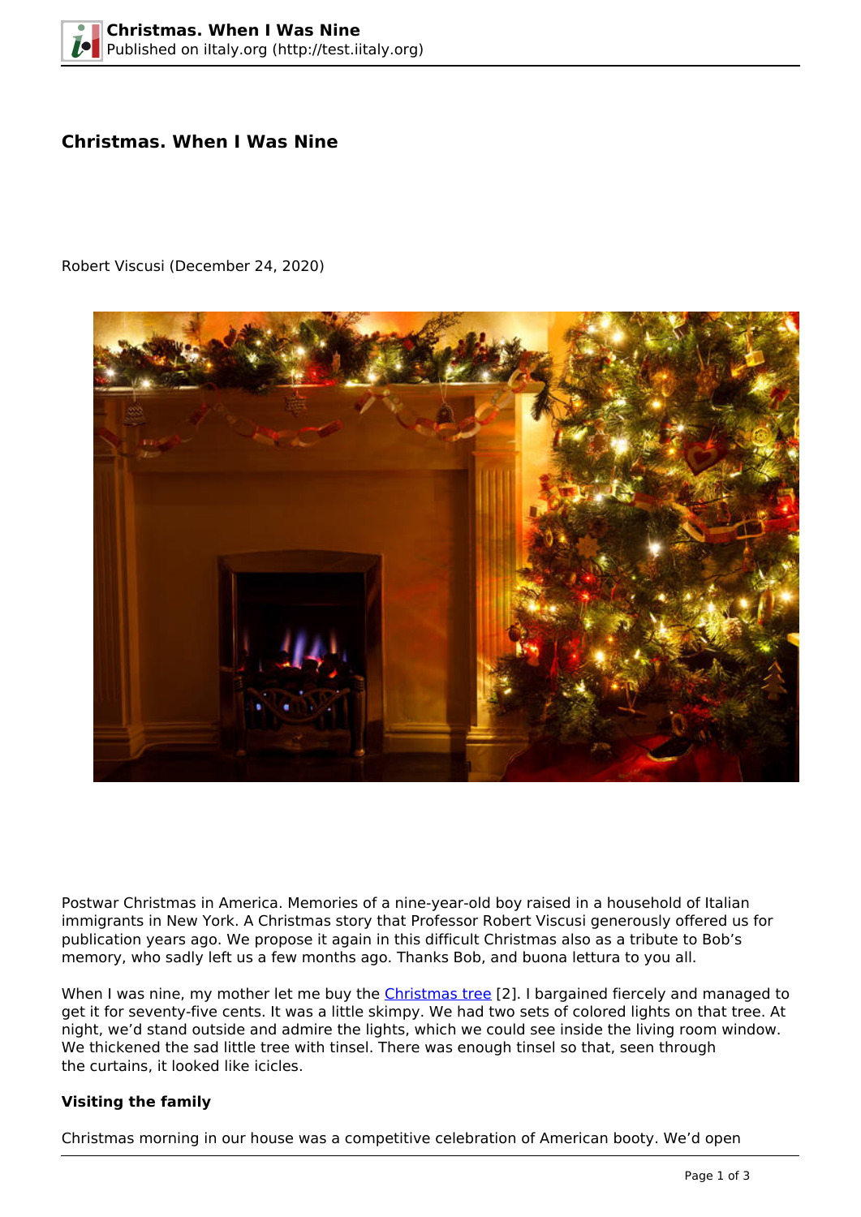# Christmas. When I Was Nine

Robert Viscusi (December 24, 2020)

Postwar Christmas in America. Memories of a nine-year-old boy raised in a household of Italian immigrants in New York. A Christmas story that Professor Robert Viscusi generously offered us for publication years ago. We propose it again in this difficult Christmas also as a tribute to Bob's memory, who sadly left us a few months ago. Thanks Bob, and buona lettura to you all.

When I was nine, my mother let me buy the Christmas tree [2]. I bargained fiercely and managed to get it for seventy-five cents. It was a little skimpy. We had two sets of colored lights on that tree. At night, we'd stand outside and admire the lights, which we could see inside the living room window. We thickened the sad little tree with tinsel. There was enough tinsel so that, seen through the curtains, it looked like icicles.

### Visiting the family

Christmas morning in our house was a competitive celebration of American booty. We'd open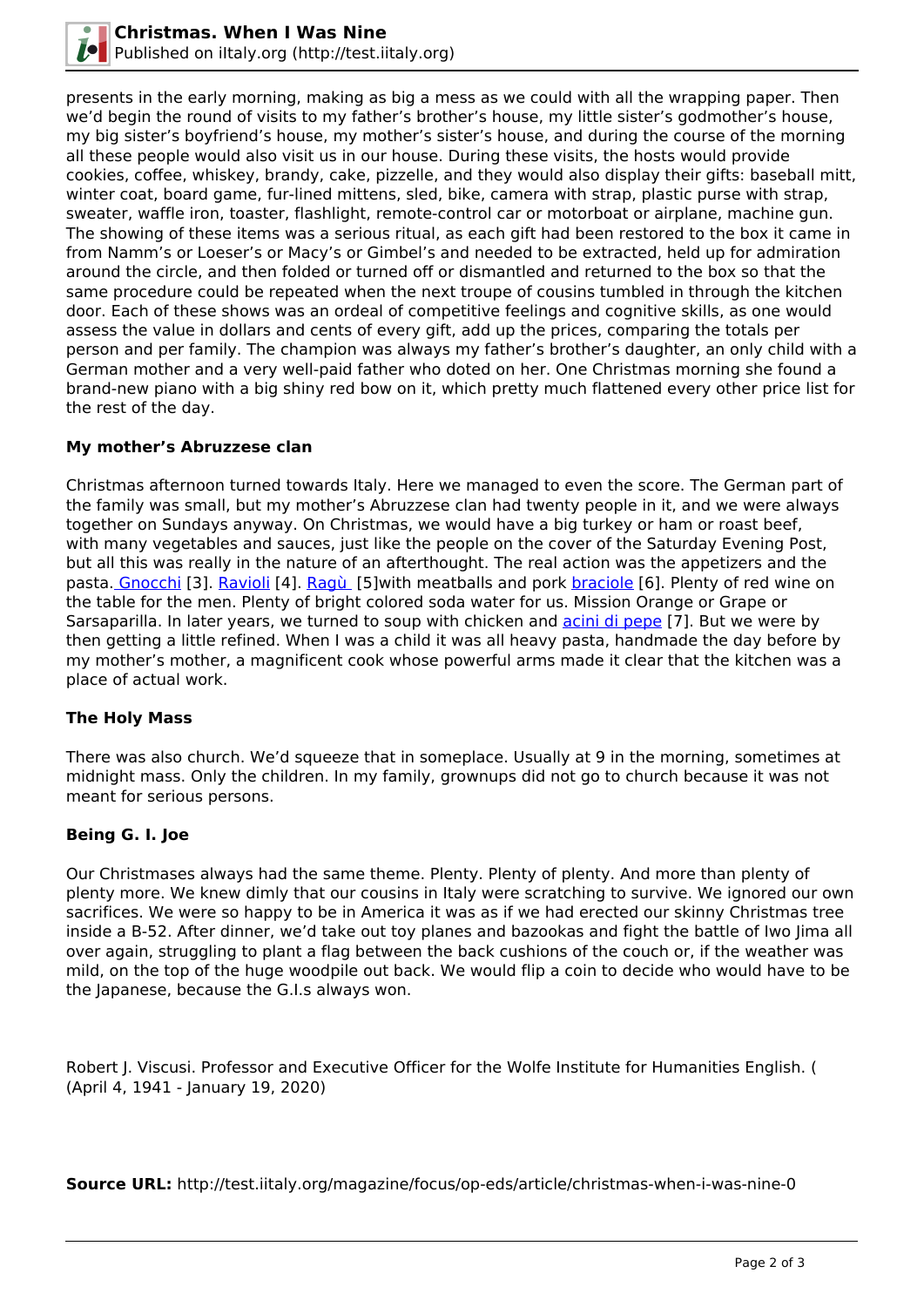presents in the early morning, making as big a mess as we could with all the wrapping paper. Then we'd begin the round of visits to my father's brother's house, my little sister's godmother's house, my big sister's boyfriend's house, my mother's sister's house, and during the course of the morning all these people would also visit us in our house. During these visits, the hosts would provide cookies, coffee, whiskey, brandy, cake, pizzelle, and they would also display their gifts: baseball mitt, winter coat, board game, fur-lined mittens, sled, bike, camera with strap, plastic purse with strap, sweater, waffle iron, toaster, flashlight, remote-control car or motorboat or airplane, machine gun. The showing of these items was a serious ritual, as each gift had been restored to the box it came in from Namm's or Loeser's or Macy's or Gimbel's and needed to be extracted, held up for admiration around the circle, and then folded or turned off or dismantled and returned to the box so that the same procedure could be repeated when the next troupe of cousins tumbled in through the kitchen door. Each of these shows was an ordeal of competitive feelings and cognitive skills, as one would assess the value in dollars and cents of every gift, add up the prices, comparing the totals per person and per family. The champion was always my father's brother's daughter, an only child with a German mother and a very well-paid father who doted on her. One Christmas morning she found a brand-new piano with a big shiny red bow on it, which pretty much flattened every other price list for the rest of the day.

**My mother's Abruzzese clan**

Christmas afternoon turned towards Italy. Here we managed to even the score. The German part of the family was small, but my mother's Abruzzese clan had twenty people in it, and we were always together on Sundays anyway. On Christmas, we would have a big turkey or ham or roast beef, with many vegetables and sauces, just like the people on the cover of the Saturday Evening Post, but all this was really in the nature of an afterthought. The real action was the appetizers and the pasta. Gnocchi [3]. Ravioli [4]. Ragù [5]with meatballs and pork braciole [6]. Plenty of red wine on the table for the men. Plenty of bright colored soda water for us. Mission Orange or Grape or Sarsaparilla. In later years, we turned to soup with chicken and acini di pepe [7]. But we were by then getting a little refined. When I was a child it was all heavy pasta, handmade the day before by my mother's mother, a magnificent cook whose powerful arms made it clear that the kitchen was a place of actual work.

**The Holy Mass**

There was also church. We'd squeeze that in someplace. Usually at 9 in the morning, sometimes at midnight mass. Only the children. In my family, grownups did not go to church because it was not meant for serious persons.

**Being G. I. Joe**

Our Christmases always had the same theme. Plenty. Plenty of plenty. And more than plenty of plenty more. We knew dimly that our cousins in Italy were scratching to survive. We ignored our own sacrifices. We were so happy to be in America it was as if we had erected our skinny Christmas tree inside a B-52. After dinner, we'd take out toy planes and bazookas and fight the battle of Iwo Jima all over again, struggling to plant a flag between the back cushions of the couch or, if the weather was mild, on the top of the huge woodpile out back. We would flip a coin to decide who would have to be the Japanese, because the G.I.s always won.

Robert J. Viscusi. Professor and Executive Officer for the Wolfe Institute for Humanities English. ( (April 4, 1941 - January 19, 2020)

**Source URL:** http://test.iitaly.org/magazine/focus/op-eds/article/christmas-when-i-was-nine-0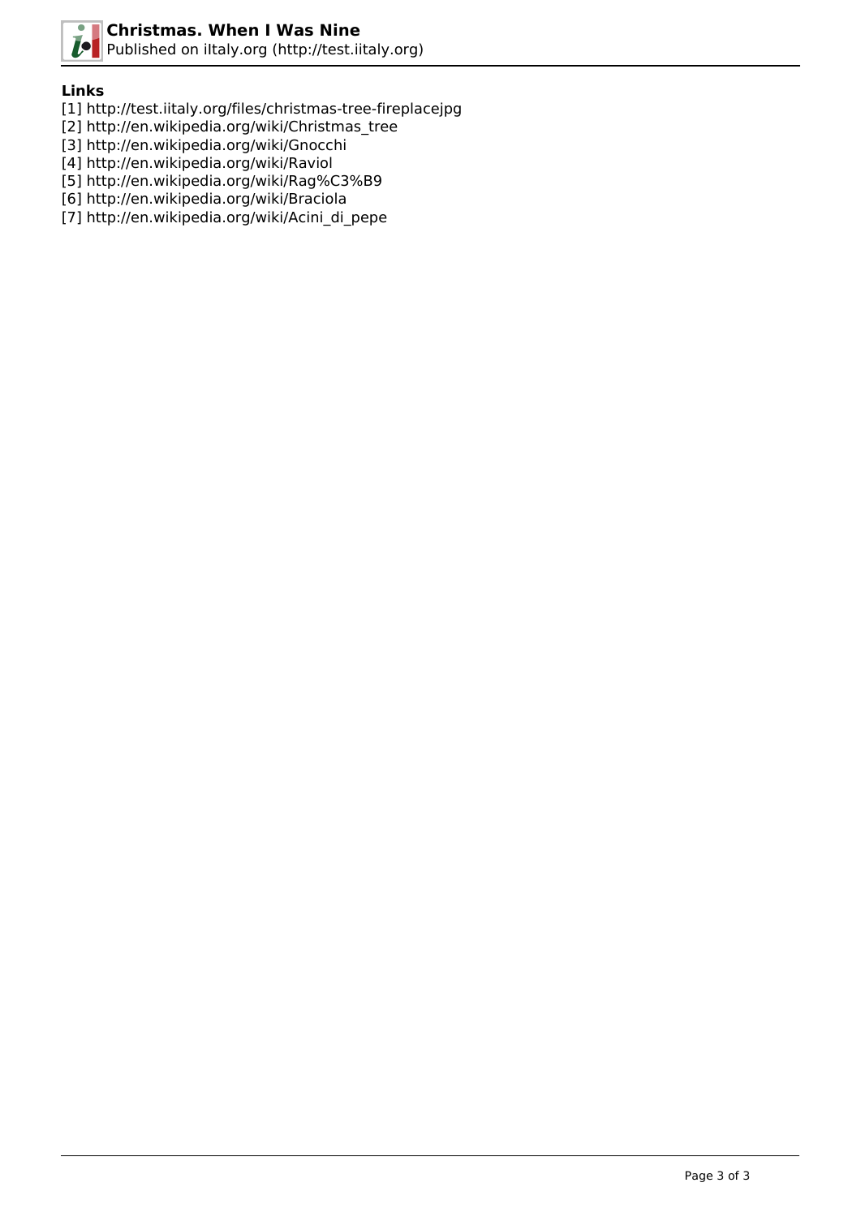**Links**

[1] http://test.iitaly.org/files/christmas-tree-fireplacejpg
[2] http://en.wikipedia.org/wiki/Christmas_tree
[3] http://en.wikipedia.org/wiki/Gnocchi
[4] http://en.wikipedia.org/wiki/Raviol
[5] http://en.wikipedia.org/wiki/Rag%C3%B9
[6] http://en.wikipedia.org/wiki/Braciola
[7] http://en.wikipedia.org/wiki/Acini_di_pepe